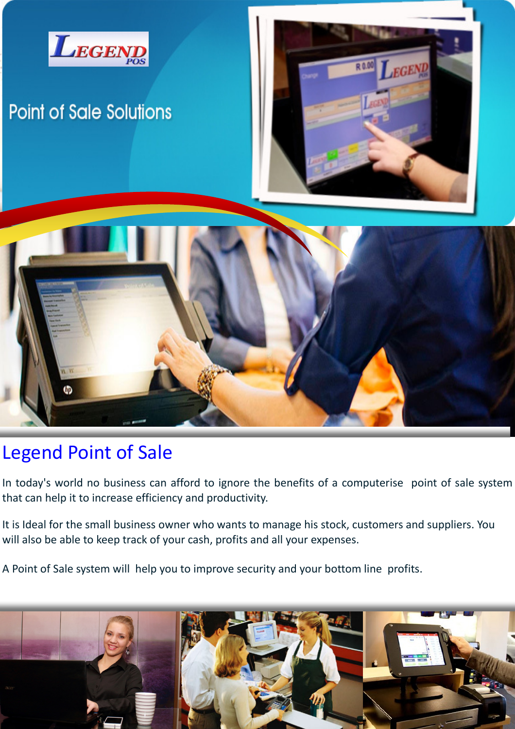Point of Sale Solutions

# Legend Point of Sale

In today's world no business can afford to ignore the benefits of a computerise point of sale system that can help it to increase efficiency and productivity.

It is Ideal for the small business owner who wants to manage his stock, customers and suppliers. You will also be able to keep track of your cash, profits and all your expenses.

A Point of Sale system will help you to improve security and your bottom line profits.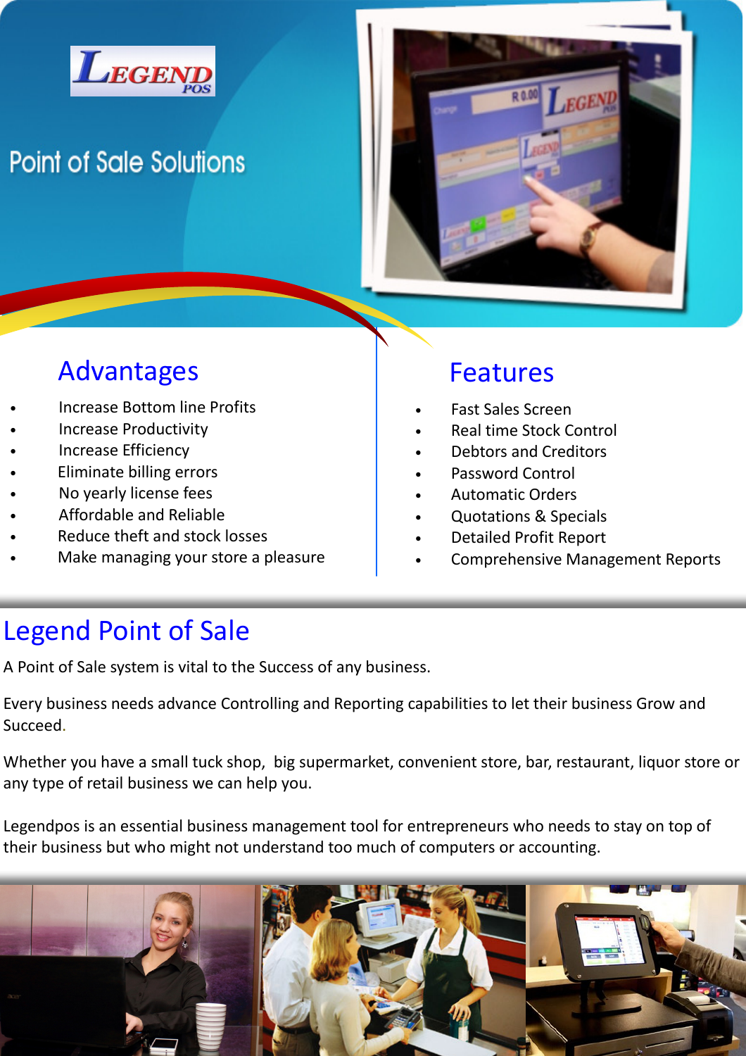Point of Sale Solutions

## Advantages

- Increase Bottom line Profits
- Increase Productivity
- Increase Efficiency
- Eliminate billing errors
- No yearly license fees
- Affordable and Reliable
- Reduce theft and stock losses
- Make managing your store a pleasure

## Features

- Fast Sales Screen
- Real time Stock Control
- Debtors and Creditors
- Password Control
- Automatic Orders
- Quotations & Specials
- Detailed Profit Report
- Comprehensive Management Reports

## Legend Point of Sale

A Point of Sale system is vital to the Success of any business.

Every business needs advance Controlling and Reporting capabilities to let their business Grow and Succeed.

Whether you have a small tuck shop, big supermarket, convenient store, bar, restaurant, liquor store or any type of retail business we can help you.

Legendpos is an essential business management tool for entrepreneurs who needs to stay on top of their business but who might not understand too much of computers or accounting.